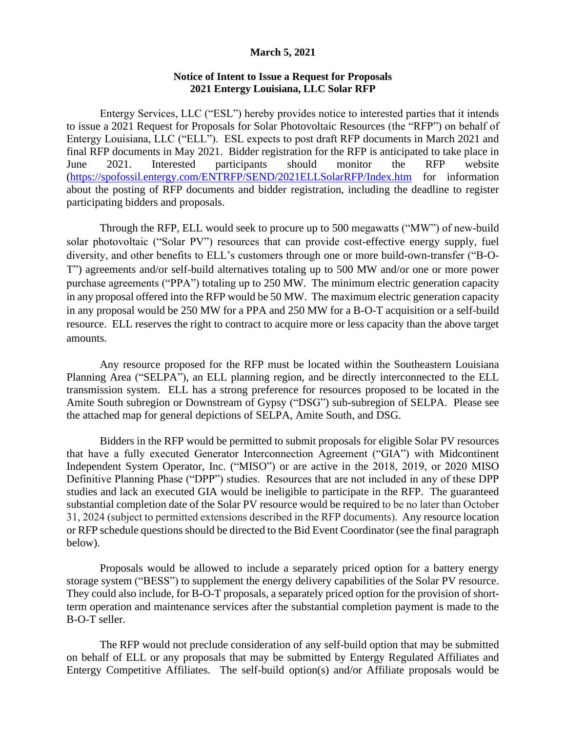**March 5, 2021**

**Notice of Intent to Issue a Request for Proposals**
**2021 Entergy Louisiana, LLC Solar RFP**

Entergy Services, LLC ("ESL") hereby provides notice to interested parties that it intends to issue a 2021 Request for Proposals for Solar Photovoltaic Resources (the "RFP") on behalf of Entergy Louisiana, LLC ("ELL"). ESL expects to post draft RFP documents in March 2021 and final RFP documents in May 2021. Bidder registration for the RFP is anticipated to take place in June 2021. Interested participants should monitor the RFP website (https://spofossil.entergy.com/ENTRFP/SEND/2021ELLSolarRFP/Index.htm for information about the posting of RFP documents and bidder registration, including the deadline to register participating bidders and proposals.

Through the RFP, ELL would seek to procure up to 500 megawatts ("MW") of new-build solar photovoltaic ("Solar PV") resources that can provide cost-effective energy supply, fuel diversity, and other benefits to ELL's customers through one or more build-own-transfer ("B-O-T") agreements and/or self-build alternatives totaling up to 500 MW and/or one or more power purchase agreements ("PPA") totaling up to 250 MW. The minimum electric generation capacity in any proposal offered into the RFP would be 50 MW. The maximum electric generation capacity in any proposal would be 250 MW for a PPA and 250 MW for a B-O-T acquisition or a self-build resource. ELL reserves the right to contract to acquire more or less capacity than the above target amounts.

Any resource proposed for the RFP must be located within the Southeastern Louisiana Planning Area ("SELPA"), an ELL planning region, and be directly interconnected to the ELL transmission system. ELL has a strong preference for resources proposed to be located in the Amite South subregion or Downstream of Gypsy ("DSG") sub-subregion of SELPA. Please see the attached map for general depictions of SELPA, Amite South, and DSG.

Bidders in the RFP would be permitted to submit proposals for eligible Solar PV resources that have a fully executed Generator Interconnection Agreement ("GIA") with Midcontinent Independent System Operator, Inc. ("MISO") or are active in the 2018, 2019, or 2020 MISO Definitive Planning Phase ("DPP") studies. Resources that are not included in any of these DPP studies and lack an executed GIA would be ineligible to participate in the RFP. The guaranteed substantial completion date of the Solar PV resource would be required to be no later than October 31, 2024 (subject to permitted extensions described in the RFP documents). Any resource location or RFP schedule questions should be directed to the Bid Event Coordinator (see the final paragraph below).

Proposals would be allowed to include a separately priced option for a battery energy storage system ("BESS") to supplement the energy delivery capabilities of the Solar PV resource. They could also include, for B-O-T proposals, a separately priced option for the provision of short-term operation and maintenance services after the substantial completion payment is made to the B-O-T seller.

The RFP would not preclude consideration of any self-build option that may be submitted on behalf of ELL or any proposals that may be submitted by Entergy Regulated Affiliates and Entergy Competitive Affiliates. The self-build option(s) and/or Affiliate proposals would be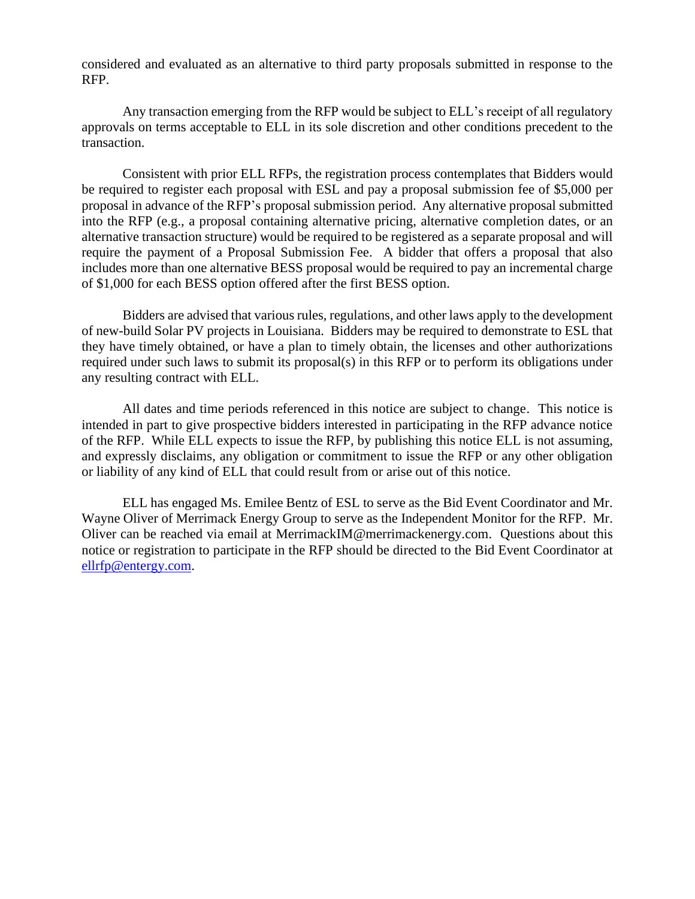considered and evaluated as an alternative to third party proposals submitted in response to the RFP.

Any transaction emerging from the RFP would be subject to ELL's receipt of all regulatory approvals on terms acceptable to ELL in its sole discretion and other conditions precedent to the transaction.

Consistent with prior ELL RFPs, the registration process contemplates that Bidders would be required to register each proposal with ESL and pay a proposal submission fee of $5,000 per proposal in advance of the RFP's proposal submission period. Any alternative proposal submitted into the RFP (e.g., a proposal containing alternative pricing, alternative completion dates, or an alternative transaction structure) would be required to be registered as a separate proposal and will require the payment of a Proposal Submission Fee. A bidder that offers a proposal that also includes more than one alternative BESS proposal would be required to pay an incremental charge of $1,000 for each BESS option offered after the first BESS option.

Bidders are advised that various rules, regulations, and other laws apply to the development of new-build Solar PV projects in Louisiana. Bidders may be required to demonstrate to ESL that they have timely obtained, or have a plan to timely obtain, the licenses and other authorizations required under such laws to submit its proposal(s) in this RFP or to perform its obligations under any resulting contract with ELL.

All dates and time periods referenced in this notice are subject to change. This notice is intended in part to give prospective bidders interested in participating in the RFP advance notice of the RFP. While ELL expects to issue the RFP, by publishing this notice ELL is not assuming, and expressly disclaims, any obligation or commitment to issue the RFP or any other obligation or liability of any kind of ELL that could result from or arise out of this notice.

ELL has engaged Ms. Emilee Bentz of ESL to serve as the Bid Event Coordinator and Mr. Wayne Oliver of Merrimack Energy Group to serve as the Independent Monitor for the RFP. Mr. Oliver can be reached via email at MerrimackIM@merrimackenergy.com. Questions about this notice or registration to participate in the RFP should be directed to the Bid Event Coordinator at ellrfp@entergy.com.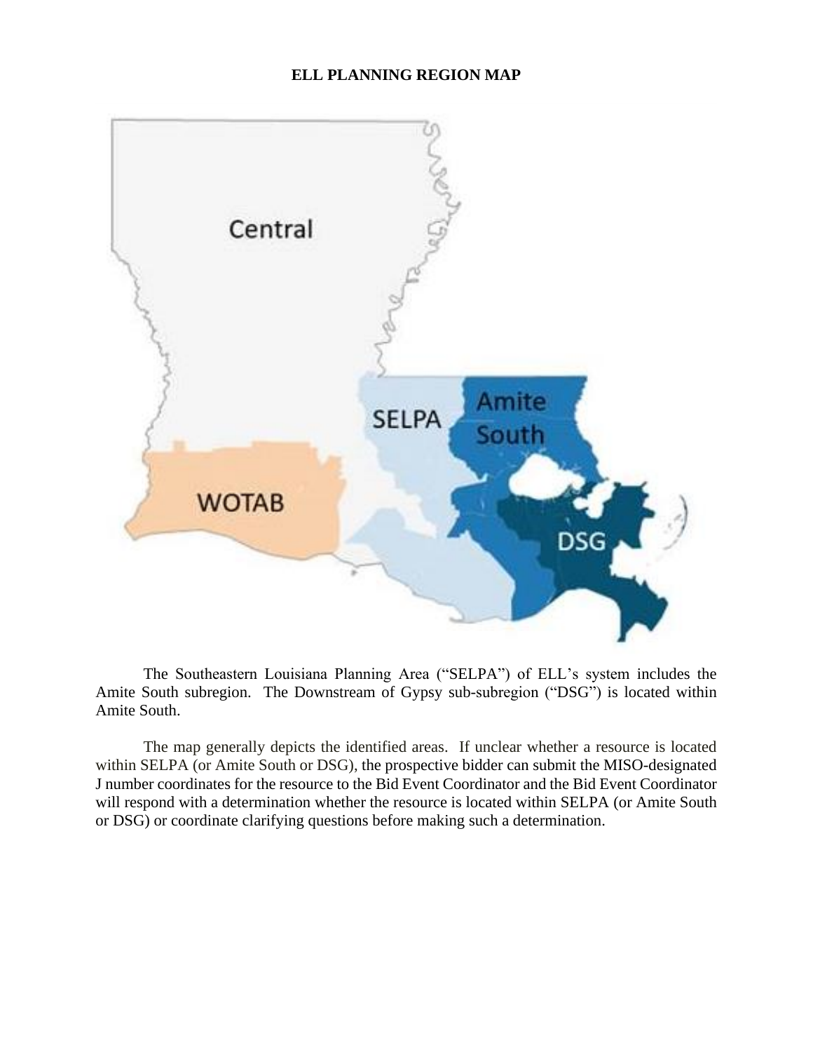# ELL PLANNING REGION MAP

Central

SELPA

Amite South

WOTAB

DSG

The Southeastern Louisiana Planning Area ("SELPA") of ELL's system includes the Amite South subregion. The Downstream of Gypsy sub-subregion ("DSG") is located within Amite South.

The map generally depicts the identified areas. If unclear whether a resource is located within SELPA (or Amite South or DSG), the prospective bidder can submit the MISO-designated J number coordinates for the resource to the Bid Event Coordinator and the Bid Event Coordinator will respond with a determination whether the resource is located within SELPA (or Amite South or DSG) or coordinate clarifying questions before making such a determination.